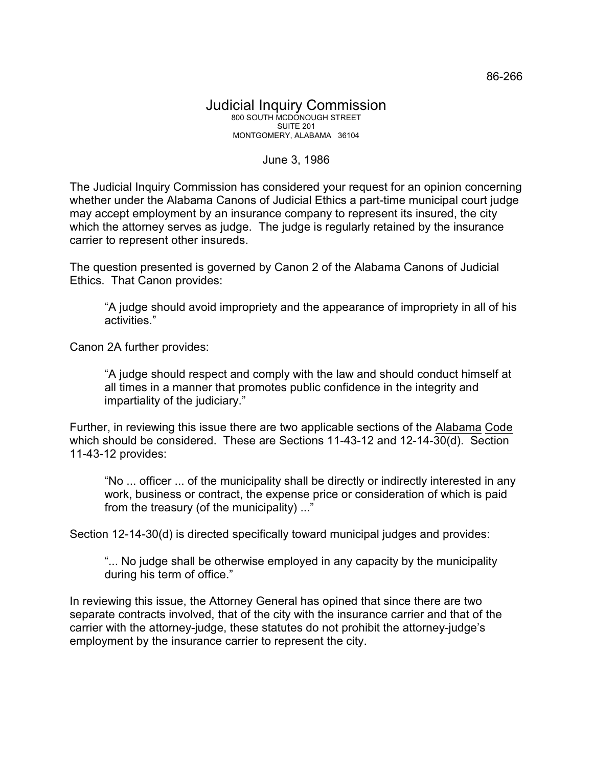86-266

# Judicial Inquiry Commission

800 SOUTH MCDONOUGH STREET
SUITE 201
MONTGOMERY, ALABAMA 36104

June 3, 1986

The Judicial Inquiry Commission has considered your request for an opinion concerning whether under the Alabama Canons of Judicial Ethics a part-time municipal court judge may accept employment by an insurance company to represent its insured, the city which the attorney serves as judge. The judge is regularly retained by the insurance carrier to represent other insureds.

The question presented is governed by Canon 2 of the Alabama Canons of Judicial Ethics. That Canon provides:

> "A judge should avoid impropriety and the appearance of impropriety in all of his activities."

Canon 2A further provides:

> "A judge should respect and comply with the law and should conduct himself at all times in a manner that promotes public confidence in the integrity and impartiality of the judiciary."

Further, in reviewing this issue there are two applicable sections of the Alabama Code which should be considered. These are Sections 11-43-12 and 12-14-30(d). Section 11-43-12 provides:

> "No ... officer ... of the municipality shall be directly or indirectly interested in any work, business or contract, the expense price or consideration of which is paid from the treasury (of the municipality) ..."

Section 12-14-30(d) is directed specifically toward municipal judges and provides:

> "... No judge shall be otherwise employed in any capacity by the municipality during his term of office."

In reviewing this issue, the Attorney General has opined that since there are two separate contracts involved, that of the city with the insurance carrier and that of the carrier with the attorney-judge, these statutes do not prohibit the attorney-judge's employment by the insurance carrier to represent the city.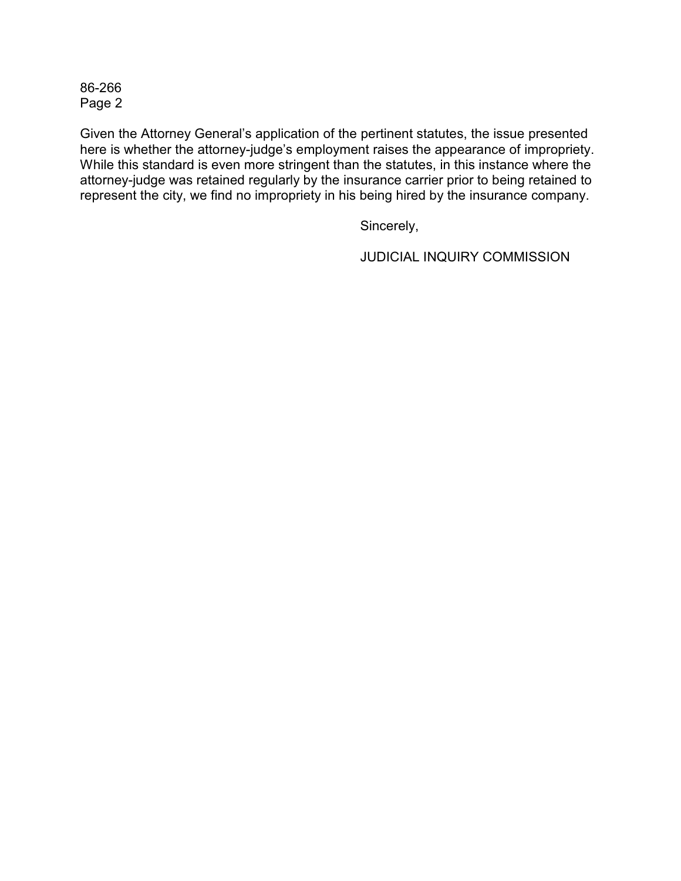Given the Attorney General's application of the pertinent statutes, the issue presented here is whether the attorney-judge's employment raises the appearance of impropriety. While this standard is even more stringent than the statutes, in this instance where the attorney-judge was retained regularly by the insurance carrier prior to being retained to represent the city, we find no impropriety in his being hired by the insurance company.

Sincerely,

JUDICIAL INQUIRY COMMISSION